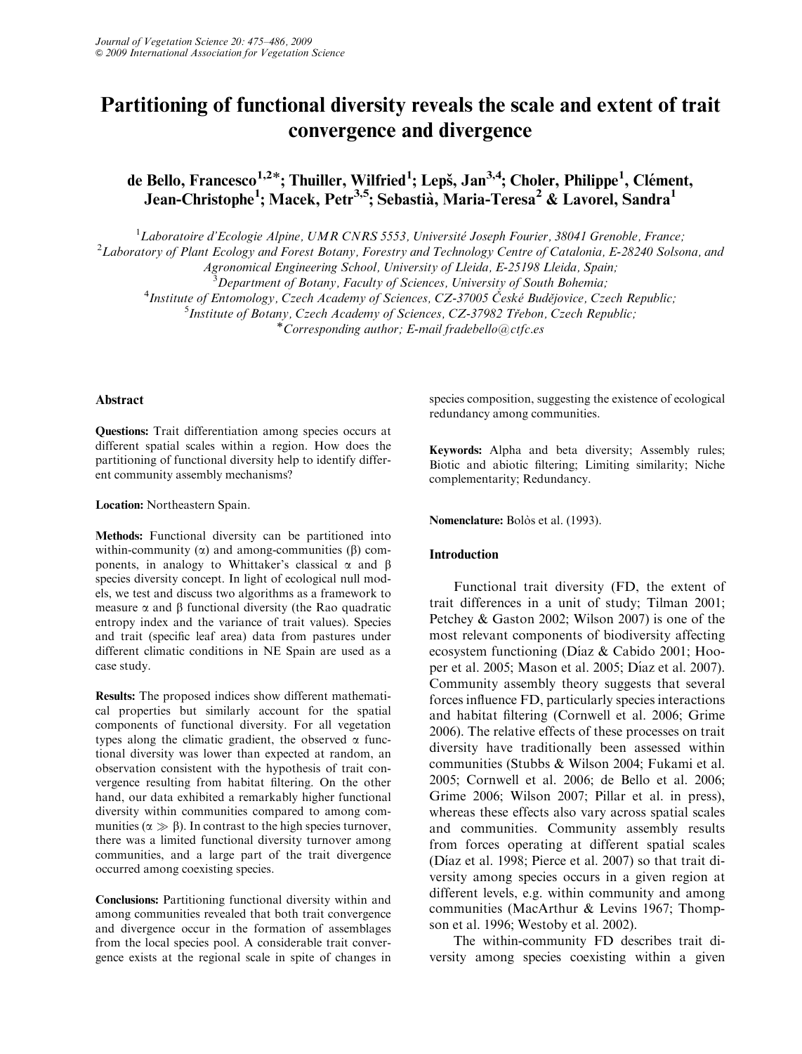# Partitioning of functional diversity reveals the scale and extent of trait convergence and divergence

**de Bello, Francesco[1,2]*; Thuiller, Wilfried[1]; Lepš, Jan[3,4]; Choler, Philippe[1], Clément, Jean-Christophe[1]; Macek, Petr[3,5]; Sebastià, Maria-Teresa[2] & Lavorel, Sandra[1]**

[1]*Laboratoire d'Ecologie Alpine, UMR CNRS 5553, Université Joseph Fourier, 38041 Grenoble, France;*
[2]*Laboratory of Plant Ecology and Forest Botany, Forestry and Technology Centre of Catalonia, E-28240 Solsona, and Agronomical Engineering School, University of Lleida, E-25198 Lleida, Spain;*
[3]*Department of Botany, Faculty of Sciences, University of South Bohemia;*
[4]*Institute of Entomology, Czech Academy of Sciences, CZ-37005 České Budějovice, Czech Republic;*
[5]*Institute of Botany, Czech Academy of Sciences, CZ-37982 Třebon, Czech Republic;*
*Corresponding author; E-mail fradebello@ctfc.es*

## Abstract

**Questions:** Trait differentiation among species occurs at different spatial scales within a region. How does the partitioning of functional diversity help to identify different community assembly mechanisms?

**Location:** Northeastern Spain.

**Methods:** Functional diversity can be partitioned into within-community ($\alpha$) and among-communities ($\beta$) components, in analogy to Whittaker's classical $\alpha$ and $\beta$ species diversity concept. In light of ecological null models, we test and discuss two algorithms as a framework to measure $\alpha$ and $\beta$ functional diversity (the Rao quadratic entropy index and the variance of trait values). Species and trait (specific leaf area) data from pastures under different climatic conditions in NE Spain are used as a case study.

**Results:** The proposed indices show different mathematical properties but similarly account for the spatial components of functional diversity. For all vegetation types along the climatic gradient, the observed $\alpha$ functional diversity was lower than expected at random, an observation consistent with the hypothesis of trait convergence resulting from habitat filtering. On the other hand, our data exhibited a remarkably higher functional diversity within communities compared to among communities ($\alpha \gg \beta$). In contrast to the high species turnover, there was a limited functional diversity turnover among communities, and a large part of the trait divergence occurred among coexisting species.

**Conclusions:** Partitioning functional diversity within and among communities revealed that both trait convergence and divergence occur in the formation of assemblages from the local species pool. A considerable trait convergence exists at the regional scale in spite of changes in species composition, suggesting the existence of ecological redundancy among communities.

**Keywords:** Alpha and beta diversity; Assembly rules; Biotic and abiotic filtering; Limiting similarity; Niche complementarity; Redundancy.

**Nomenclature:** Bolòs et al. (1993).

## Introduction

Functional trait diversity (FD, the extent of trait differences in a unit of study; Tilman 2001; Petchey & Gaston 2002; Wilson 2007) is one of the most relevant components of biodiversity affecting ecosystem functioning (Díaz & Cabido 2001; Hooper et al. 2005; Mason et al. 2005; Díaz et al. 2007). Community assembly theory suggests that several forces influence FD, particularly species interactions and habitat filtering (Cornwell et al. 2006; Grime 2006). The relative effects of these processes on trait diversity have traditionally been assessed within communities (Stubbs & Wilson 2004; Fukami et al. 2005; Cornwell et al. 2006; de Bello et al. 2006; Grime 2006; Wilson 2007; Pillar et al. in press), whereas these effects also vary across spatial scales and communities. Community assembly results from forces operating at different spatial scales (Díaz et al. 1998; Pierce et al. 2007) so that trait diversity among species occurs in a given region at different levels, e.g. within community and among communities (MacArthur & Levins 1967; Thompson et al. 1996; Westoby et al. 2002).

The within-community FD describes trait diversity among species coexisting within a given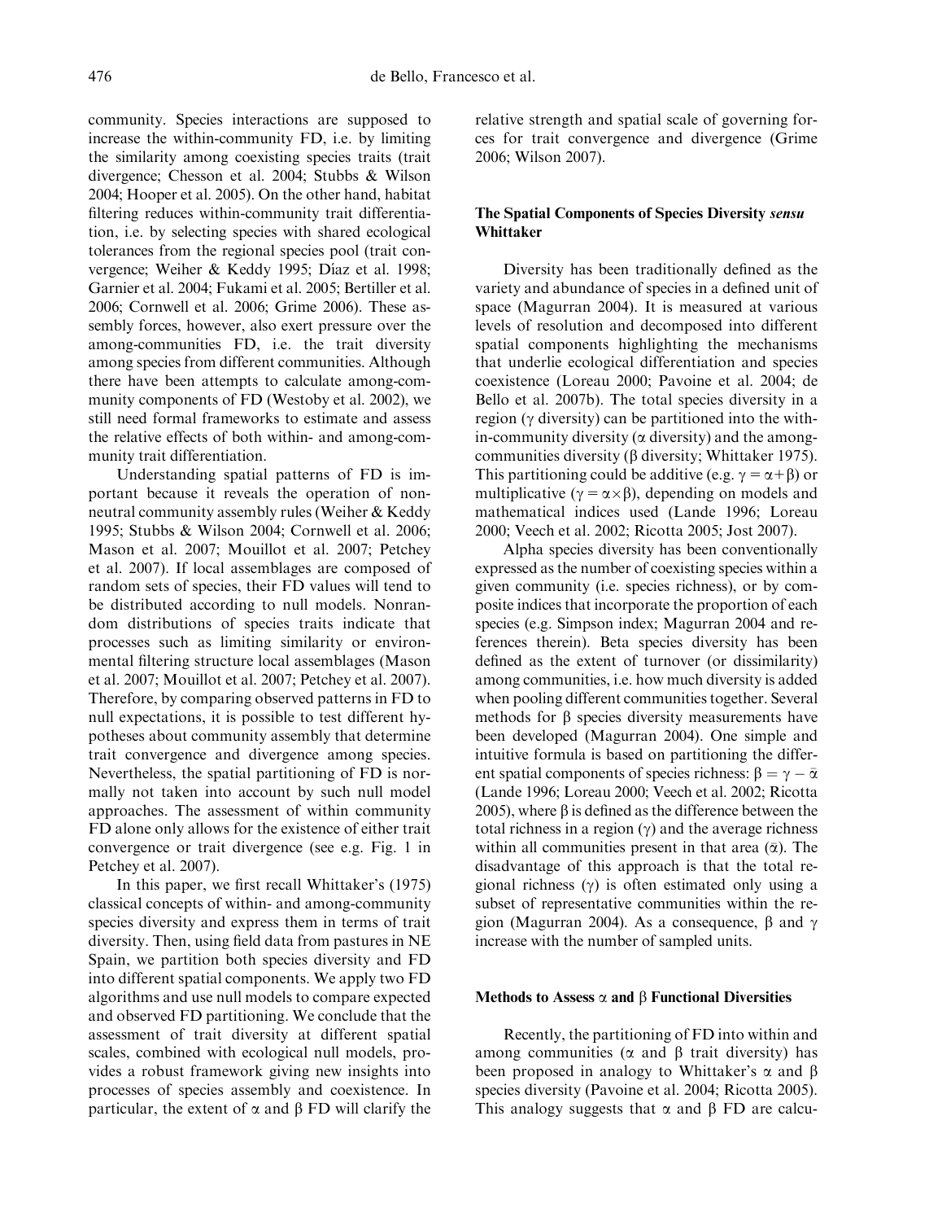community. Species interactions are supposed to increase the within-community FD, i.e. by limiting the similarity among coexisting species traits (trait divergence; Chesson et al. 2004; Stubbs & Wilson 2004; Hooper et al. 2005). On the other hand, habitat filtering reduces within-community trait differentiation, i.e. by selecting species with shared ecological tolerances from the regional species pool (trait convergence; Weiher & Keddy 1995; Díaz et al. 1998; Garnier et al. 2004; Fukami et al. 2005; Bertiller et al. 2006; Cornwell et al. 2006; Grime 2006). These assembly forces, however, also exert pressure over the among-communities FD, i.e. the trait diversity among species from different communities. Although there have been attempts to calculate among-community components of FD (Westoby et al. 2002), we still need formal frameworks to estimate and assess the relative effects of both within- and among-community trait differentiation.

Understanding spatial patterns of FD is important because it reveals the operation of nonneutral community assembly rules (Weiher & Keddy 1995; Stubbs & Wilson 2004; Cornwell et al. 2006; Mason et al. 2007; Mouillot et al. 2007; Petchey et al. 2007). If local assemblages are composed of random sets of species, their FD values will tend to be distributed according to null models. Nonrandom distributions of species traits indicate that processes such as limiting similarity or environmental filtering structure local assemblages (Mason et al. 2007; Mouillot et al. 2007; Petchey et al. 2007). Therefore, by comparing observed patterns in FD to null expectations, it is possible to test different hypotheses about community assembly that determine trait convergence and divergence among species. Nevertheless, the spatial partitioning of FD is normally not taken into account by such null model approaches. The assessment of within community FD alone only allows for the existence of either trait convergence or trait divergence (see e.g. Fig. 1 in Petchey et al. 2007).

In this paper, we first recall Whittaker's (1975) classical concepts of within- and among-community species diversity and express them in terms of trait diversity. Then, using field data from pastures in NE Spain, we partition both species diversity and FD into different spatial components. We apply two FD algorithms and use null models to compare expected and observed FD partitioning. We conclude that the assessment of trait diversity at different spatial scales, combined with ecological null models, provides a robust framework giving new insights into processes of species assembly and coexistence. In particular, the extent of $\alpha$ and $\beta$ FD will clarify the relative strength and spatial scale of governing forces for trait convergence and divergence (Grime 2006; Wilson 2007).

## The Spatial Components of Species Diversity *sensu* Whittaker

Diversity has been traditionally defined as the variety and abundance of species in a defined unit of space (Magurran 2004). It is measured at various levels of resolution and decomposed into different spatial components highlighting the mechanisms that underlie ecological differentiation and species coexistence (Loreau 2000; Pavoine et al. 2004; de Bello et al. 2007b). The total species diversity in a region ($\gamma$ diversity) can be partitioned into the within-community diversity ($\alpha$ diversity) and the among-communities diversity ($\beta$ diversity; Whittaker 1975). This partitioning could be additive (e.g. $\gamma = \alpha+\beta$) or multiplicative ($\gamma = \alpha\times\beta$), depending on models and mathematical indices used (Lande 1996; Loreau 2000; Veech et al. 2002; Ricotta 2005; Jost 2007).

Alpha species diversity has been conventionally expressed as the number of coexisting species within a given community (i.e. species richness), or by composite indices that incorporate the proportion of each species (e.g. Simpson index; Magurran 2004 and references therein). Beta species diversity has been defined as the extent of turnover (or dissimilarity) among communities, i.e. how much diversity is added when pooling different communities together. Several methods for $\beta$ species diversity measurements have been developed (Magurran 2004). One simple and intuitive formula is based on partitioning the different spatial components of species richness: $\beta = \gamma - \bar{\alpha}$ (Lande 1996; Loreau 2000; Veech et al. 2002; Ricotta 2005), where $\beta$ is defined as the difference between the total richness in a region ($\gamma$) and the average richness within all communities present in that area ($\bar{\alpha}$). The disadvantage of this approach is that the total regional richness ($\gamma$) is often estimated only using a subset of representative communities within the region (Magurran 2004). As a consequence, $\beta$ and $\gamma$ increase with the number of sampled units.

### Methods to Assess $\alpha$ and $\beta$ Functional Diversities

Recently, the partitioning of FD into within and among communities ($\alpha$ and $\beta$ trait diversity) has been proposed in analogy to Whittaker's $\alpha$ and $\beta$ species diversity (Pavoine et al. 2004; Ricotta 2005). This analogy suggests that $\alpha$ and $\beta$ FD are calcu-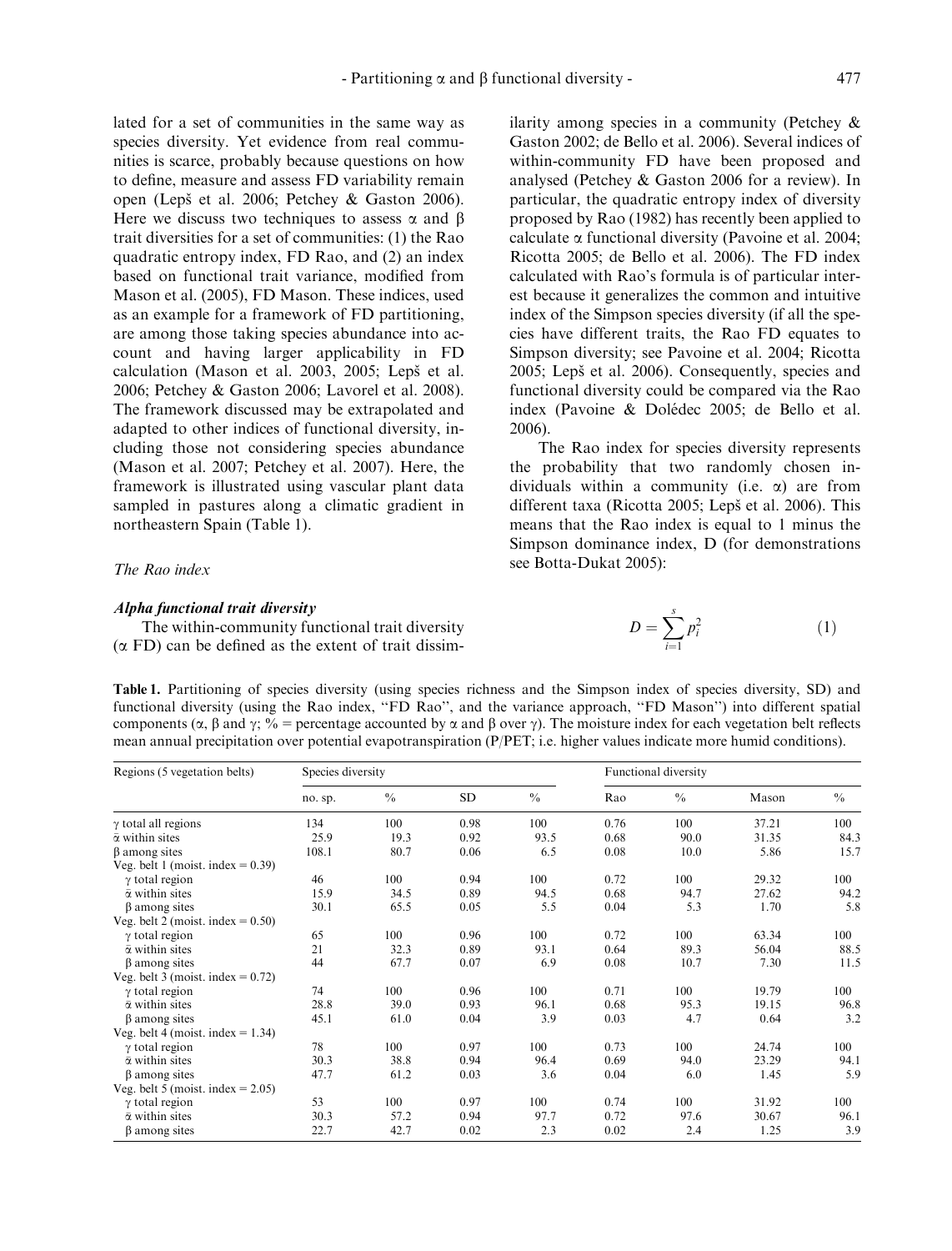lated for a set of communities in the same way as species diversity. Yet evidence from real communities is scarce, probably because questions on how to define, measure and assess FD variability remain open (Lepš et al. 2006; Petchey & Gaston 2006). Here we discuss two techniques to assess $\alpha$ and $\beta$ trait diversities for a set of communities: (1) the Rao quadratic entropy index, FD Rao, and (2) an index based on functional trait variance, modified from Mason et al. (2005), FD Mason. These indices, used as an example for a framework of FD partitioning, are among those taking species abundance into account and having larger applicability in FD calculation (Mason et al. 2003, 2005; Lepš et al. 2006; Petchey & Gaston 2006; Lavorel et al. 2008). The framework discussed may be extrapolated and adapted to other indices of functional diversity, including those not considering species abundance (Mason et al. 2007; Petchey et al. 2007). Here, the framework is illustrated using vascular plant data sampled in pastures along a climatic gradient in northeastern Spain (Table 1).

### *The Rao index*

#### ***Alpha functional trait diversity***

The within-community functional trait diversity ($\alpha$ FD) can be defined as the extent of trait dissimilarity among species in a community (Petchey & Gaston 2002; de Bello et al. 2006). Several indices of within-community FD have been proposed and analysed (Petchey & Gaston 2006 for a review). In particular, the quadratic entropy index of diversity proposed by Rao (1982) has recently been applied to calculate $\alpha$ functional diversity (Pavoine et al. 2004; Ricotta 2005; de Bello et al. 2006). The FD index calculated with Rao's formula is of particular interest because it generalizes the common and intuitive index of the Simpson species diversity (if all the species have different traits, the Rao FD equates to Simpson diversity; see Pavoine et al. 2004; Ricotta 2005; Lepš et al. 2006). Consequently, species and functional diversity could be compared via the Rao index (Pavoine & Dolédec 2005; de Bello et al. 2006).

The Rao index for species diversity represents the probability that two randomly chosen individuals within a community (i.e. $\alpha$) are from different taxa (Ricotta 2005; Lepš et al. 2006). This means that the Rao index is equal to 1 minus the Simpson dominance index, D (for demonstrations see Botta-Dukat 2005):

$$D = \sum_{i=1}^{s} p_i^2 \tag{1}$$

**Table 1.** Partitioning of species diversity (using species richness and the Simpson index of species diversity, SD) and functional diversity (using the Rao index, "FD Rao", and the variance approach, "FD Mason") into different spatial components ($\alpha$, $\beta$ and $\gamma$; % = percentage accounted by $\alpha$ and $\beta$ over $\gamma$). The moisture index for each vegetation belt reflects mean annual precipitation over potential evapotranspiration (P/PET; i.e. higher values indicate more humid conditions).

| Regions (5 vegetation belts) | Species diversity | | | | Functional diversity | | | |
|---|---|---|---|---|---|---|---|---|
| | no. sp. | % | SD | % | Rao | % | Mason | % |
| $\gamma$ total all regions | 134 | 100 | 0.98 | 100 | 0.76 | 100 | 37.21 | 100 |
| $\bar{\alpha}$ within sites | 25.9 | 19.3 | 0.92 | 93.5 | 0.68 | 90.0 | 31.35 | 84.3 |
| $\beta$ among sites | 108.1 | 80.7 | 0.06 | 6.5 | 0.08 | 10.0 | 5.86 | 15.7 |
| Veg. belt 1 (moist. index = 0.39) | | | | | | | | |
| $\gamma$ total region | 46 | 100 | 0.94 | 100 | 0.72 | 100 | 29.32 | 100 |
| $\bar{\alpha}$ within sites | 15.9 | 34.5 | 0.89 | 94.5 | 0.68 | 94.7 | 27.62 | 94.2 |
| $\beta$ among sites | 30.1 | 65.5 | 0.05 | 5.5 | 0.04 | 5.3 | 1.70 | 5.8 |
| Veg. belt 2 (moist. index = 0.50) | | | | | | | | |
| $\gamma$ total region | 65 | 100 | 0.96 | 100 | 0.72 | 100 | 63.34 | 100 |
| $\bar{\alpha}$ within sites | 21 | 32.3 | 0.89 | 93.1 | 0.64 | 89.3 | 56.04 | 88.5 |
| $\beta$ among sites | 44 | 67.7 | 0.07 | 6.9 | 0.08 | 10.7 | 7.30 | 11.5 |
| Veg. belt 3 (moist. index = 0.72) | | | | | | | | |
| $\gamma$ total region | 74 | 100 | 0.96 | 100 | 0.71 | 100 | 19.79 | 100 |
| $\bar{\alpha}$ within sites | 28.8 | 39.0 | 0.93 | 96.1 | 0.68 | 95.3 | 19.15 | 96.8 |
| $\beta$ among sites | 45.1 | 61.0 | 0.04 | 3.9 | 0.03 | 4.7 | 0.64 | 3.2 |
| Veg. belt 4 (moist. index = 1.34) | | | | | | | | |
| $\gamma$ total region | 78 | 100 | 0.97 | 100 | 0.73 | 100 | 24.74 | 100 |
| $\bar{\alpha}$ within sites | 30.3 | 38.8 | 0.94 | 96.4 | 0.69 | 94.0 | 23.29 | 94.1 |
| $\beta$ among sites | 47.7 | 61.2 | 0.03 | 3.6 | 0.04 | 6.0 | 1.45 | 5.9 |
| Veg. belt 5 (moist. index = 2.05) | | | | | | | | |
| $\gamma$ total region | 53 | 100 | 0.97 | 100 | 0.74 | 100 | 31.92 | 100 |
| $\bar{\alpha}$ within sites | 30.3 | 57.2 | 0.94 | 97.7 | 0.72 | 97.6 | 30.67 | 96.1 |
| $\beta$ among sites | 22.7 | 42.7 | 0.02 | 2.3 | 0.02 | 2.4 | 1.25 | 3.9 |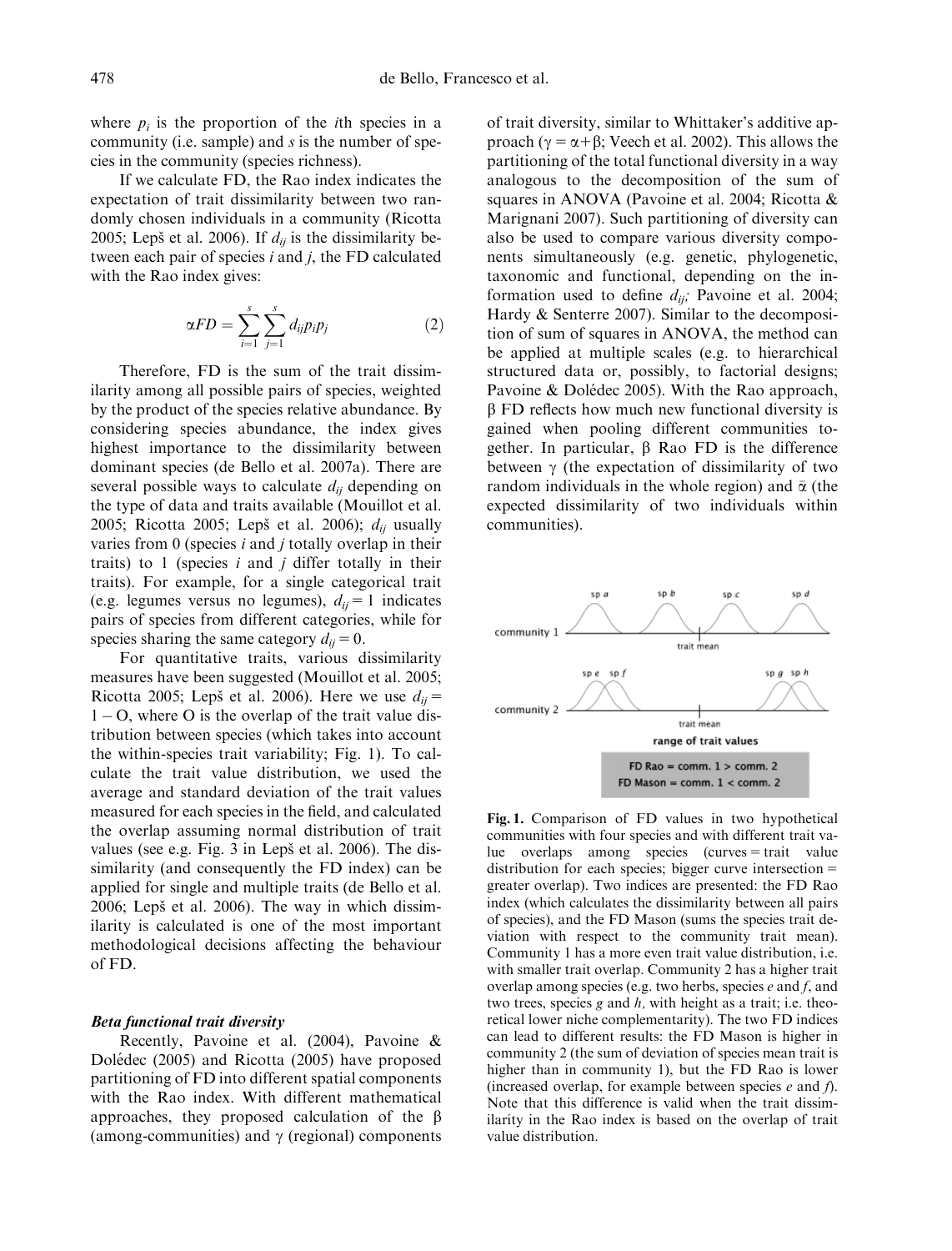where $p_i$ is the proportion of the $i$th species in a community (i.e. sample) and $s$ is the number of species in the community (species richness).

If we calculate FD, the Rao index indicates the expectation of trait dissimilarity between two randomly chosen individuals in a community (Ricotta 2005; Lepš et al. 2006). If $d_{ij}$ is the dissimilarity between each pair of species $i$ and $j$, the FD calculated with the Rao index gives:

$$\alpha FD = \sum_{i=1}^{s} \sum_{j=1}^{s} d_{ij} p_i p_j \quad (2)$$

Therefore, FD is the sum of the trait dissimilarity among all possible pairs of species, weighted by the product of the species relative abundance. By considering species abundance, the index gives highest importance to the dissimilarity between dominant species (de Bello et al. 2007a). There are several possible ways to calculate $d_{ij}$ depending on the type of data and traits available (Mouillot et al. 2005; Ricotta 2005; Lepš et al. 2006); $d_{ij}$ usually varies from 0 (species $i$ and $j$ totally overlap in their traits) to 1 (species $i$ and $j$ differ totally in their traits). For example, for a single categorical trait (e.g. legumes versus no legumes), $d_{ij} = 1$ indicates pairs of species from different categories, while for species sharing the same category $d_{ij} = 0$.

For quantitative traits, various dissimilarity measures have been suggested (Mouillot et al. 2005; Ricotta 2005; Lepš et al. 2006). Here we use $d_{ij} = 1 - O$, where O is the overlap of the trait value distribution between species (which takes into account the within-species trait variability; Fig. 1). To calculate the trait value distribution, we used the average and standard deviation of the trait values measured for each species in the field, and calculated the overlap assuming normal distribution of trait values (see e.g. Fig. 3 in Lepš et al. 2006). The dissimilarity (and consequently the FD index) can be applied for single and multiple traits (de Bello et al. 2006; Lepš et al. 2006). The way in which dissimilarity is calculated is one of the most important methodological decisions affecting the behaviour of FD.

### *Beta functional trait diversity*

Recently, Pavoine et al. (2004), Pavoine & Dolédec (2005) and Ricotta (2005) have proposed partitioning of FD into different spatial components with the Rao index. With different mathematical approaches, they proposed calculation of the $\beta$ (among-communities) and $\gamma$ (regional) components of trait diversity, similar to Whittaker's additive approach ($\gamma = \alpha + \beta$; Veech et al. 2002). This allows the partitioning of the total functional diversity in a way analogous to the decomposition of the sum of squares in ANOVA (Pavoine et al. 2004; Ricotta & Marignani 2007). Such partitioning of diversity can also be used to compare various diversity components simultaneously (e.g. genetic, phylogenetic, taxonomic and functional, depending on the information used to define $d_{ij}$; Pavoine et al. 2004; Hardy & Senterre 2007). Similar to the decomposition of sum of squares in ANOVA, the method can be applied at multiple scales (e.g. to hierarchical structured data or, possibly, to factorial designs; Pavoine & Dolédec 2005). With the Rao approach, $\beta$ FD reflects how much new functional diversity is gained when pooling different communities together. In particular, $\beta$ Rao FD is the difference between $\gamma$ (the expectation of dissimilarity of two random individuals in the whole region) and $\bar{\alpha}$ (the expected dissimilarity of two individuals within communities).

sp *a* sp *b* sp *c* sp *d*
community 1 trait mean
sp *e* sp *f* sp *g* sp *h*
community 2 trait mean
range of trait values
FD Rao = comm. 1 > comm. 2
FD Mason = comm. 1 < comm. 2

**Fig. 1.** Comparison of FD values in two hypothetical communities with four species and with different trait value overlaps among species (curves = trait value distribution for each species; bigger curve intersection = greater overlap). Two indices are presented: the FD Rao index (which calculates the dissimilarity between all pairs of species), and the FD Mason (sums the species trait deviation with respect to the community trait mean). Community 1 has a more even trait value distribution, i.e. with smaller trait overlap. Community 2 has a higher trait overlap among species (e.g. two herbs, species *e* and *f*, and two trees, species *g* and *h*, with height as a trait; i.e. theoretical lower niche complementarity). The two FD indices can lead to different results: the FD Mason is higher in community 2 (the sum of deviation of species mean trait is higher than in community 1), but the FD Rao is lower (increased overlap, for example between species *e* and *f*). Note that this difference is valid when the trait dissimilarity in the Rao index is based on the overlap of trait value distribution.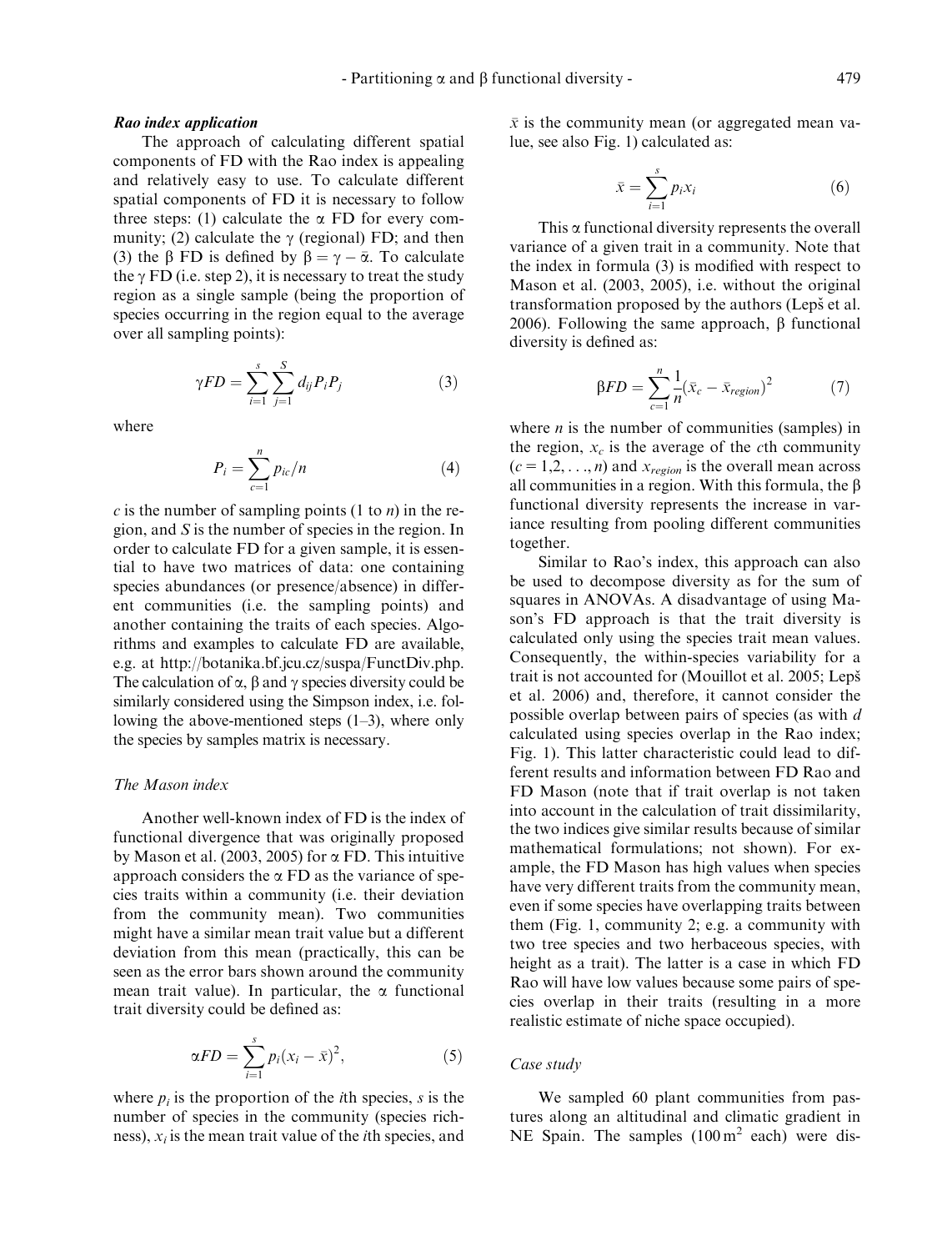#### *Rao index application*

The approach of calculating different spatial components of FD with the Rao index is appealing and relatively easy to use. To calculate different spatial components of FD it is necessary to follow three steps: (1) calculate the α FD for every community; (2) calculate the γ (regional) FD; and then (3) the β FD is defined by $\beta = \gamma - \bar{\alpha}$. To calculate the γ FD (i.e. step 2), it is necessary to treat the study region as a single sample (being the proportion of species occurring in the region equal to the average over all sampling points):

$$\gamma FD = \sum_{i=1}^{s} \sum_{j=1}^{S} d_{ij} P_i P_j \tag{3}$$

where

$$P_i = \sum_{c=1}^{n} p_{ic}/n \tag{4}$$

$c$ is the number of sampling points (1 to $n$) in the region, and $S$ is the number of species in the region. In order to calculate FD for a given sample, it is essential to have two matrices of data: one containing species abundances (or presence/absence) in different communities (i.e. the sampling points) and another containing the traits of each species. Algorithms and examples to calculate FD are available, e.g. at http://botanika.bf.jcu.cz/suspa/FunctDiv.php. The calculation of α, β and γ species diversity could be similarly considered using the Simpson index, i.e. following the above-mentioned steps (1–3), where only the species by samples matrix is necessary.

#### *The Mason index*

Another well-known index of FD is the index of functional divergence that was originally proposed by Mason et al. (2003, 2005) for α FD. This intuitive approach considers the α FD as the variance of species traits within a community (i.e. their deviation from the community mean). Two communities might have a similar mean trait value but a different deviation from this mean (practically, this can be seen as the error bars shown around the community mean trait value). In particular, the α functional trait diversity could be defined as:

$$\alpha FD = \sum_{i=1}^{s} p_i (x_i - \bar{x})^2, \tag{5}$$

where $p_i$ is the proportion of the $i$th species, $s$ is the number of species in the community (species richness), $x_i$ is the mean trait value of the $i$th species, and $\bar{x}$ is the community mean (or aggregated mean value, see also Fig. 1) calculated as:

$$\bar{x} = \sum_{i=1}^{s} p_i x_i \tag{6}$$

This α functional diversity represents the overall variance of a given trait in a community. Note that the index in formula (3) is modified with respect to Mason et al. (2003, 2005), i.e. without the original transformation proposed by the authors (Lepš et al. 2006). Following the same approach, β functional diversity is defined as:

$$\beta FD = \sum_{c=1}^{n} \frac{1}{n} (\bar{x}_c - \bar{x}_{region})^2 \tag{7}$$

where $n$ is the number of communities (samples) in the region, $x_c$ is the average of the $c$th community ($c = 1, 2, \ldots, n$) and $x_{region}$ is the overall mean across all communities in a region. With this formula, the β functional diversity represents the increase in variance resulting from pooling different communities together.

Similar to Rao's index, this approach can also be used to decompose diversity as for the sum of squares in ANOVAs. A disadvantage of using Mason's FD approach is that the trait diversity is calculated only using the species trait mean values. Consequently, the within-species variability for a trait is not accounted for (Mouillot et al. 2005; Lepš et al. 2006) and, therefore, it cannot consider the possible overlap between pairs of species (as with $d$ calculated using species overlap in the Rao index; Fig. 1). This latter characteristic could lead to different results and information between FD Rao and FD Mason (note that if trait overlap is not taken into account in the calculation of trait dissimilarity, the two indices give similar results because of similar mathematical formulations; not shown). For example, the FD Mason has high values when species have very different traits from the community mean, even if some species have overlapping traits between them (Fig. 1, community 2; e.g. a community with two tree species and two herbaceous species, with height as a trait). The latter is a case in which FD Rao will have low values because some pairs of species overlap in their traits (resulting in a more realistic estimate of niche space occupied).

#### *Case study*

We sampled 60 plant communities from pastures along an altitudinal and climatic gradient in NE Spain. The samples ($100\,m^2$ each) were dis-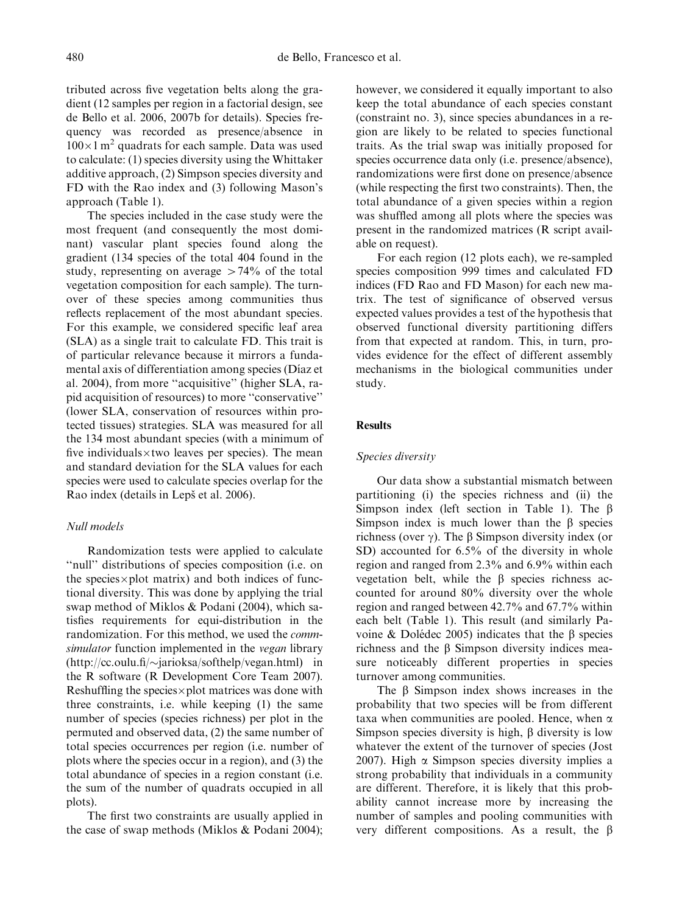tributed across five vegetation belts along the gradient (12 samples per region in a factorial design, see de Bello et al. 2006, 2007b for details). Species frequency was recorded as presence/absence in $100 \times 1\,m^2$ quadrats for each sample. Data was used to calculate: (1) species diversity using the Whittaker additive approach, (2) Simpson species diversity and FD with the Rao index and (3) following Mason's approach (Table 1).

The species included in the case study were the most frequent (and consequently the most dominant) vascular plant species found along the gradient (134 species of the total 404 found in the study, representing on average >74% of the total vegetation composition for each sample). The turnover of these species among communities thus reflects replacement of the most abundant species. For this example, we considered specific leaf area (SLA) as a single trait to calculate FD. This trait is of particular relevance because it mirrors a fundamental axis of differentiation among species (Díaz et al. 2004), from more "acquisitive" (higher SLA, rapid acquisition of resources) to more "conservative" (lower SLA, conservation of resources within protected tissues) strategies. SLA was measured for all the 134 most abundant species (with a minimum of five individuals×two leaves per species). The mean and standard deviation for the SLA values for each species were used to calculate species overlap for the Rao index (details in Lepš et al. 2006).

### *Null models*

Randomization tests were applied to calculate "null" distributions of species composition (i.e. on the species×plot matrix) and both indices of functional diversity. This was done by applying the trial swap method of Miklos & Podani (2004), which satisfies requirements for equi-distribution in the randomization. For this method, we used the *commsimulator* function implemented in the *vegan* library (http://cc.oulu.fi/~jarioksa/softhelp/vegan.html) in the R software (R Development Core Team 2007). Reshuffling the species×plot matrices was done with three constraints, i.e. while keeping (1) the same number of species (species richness) per plot in the permuted and observed data, (2) the same number of total species occurrences per region (i.e. number of plots where the species occur in a region), and (3) the total abundance of species in a region constant (i.e. the sum of the number of quadrats occupied in all plots).

The first two constraints are usually applied in the case of swap methods (Miklos & Podani 2004); however, we considered it equally important to also keep the total abundance of each species constant (constraint no. 3), since species abundances in a region are likely to be related to species functional traits. As the trial swap was initially proposed for species occurrence data only (i.e. presence/absence), randomizations were first done on presence/absence (while respecting the first two constraints). Then, the total abundance of a given species within a region was shuffled among all plots where the species was present in the randomized matrices (R script available on request).

For each region (12 plots each), we re-sampled species composition 999 times and calculated FD indices (FD Rao and FD Mason) for each new matrix. The test of significance of observed versus expected values provides a test of the hypothesis that observed functional diversity partitioning differs from that expected at random. This, in turn, provides evidence for the effect of different assembly mechanisms in the biological communities under study.

## Results

### *Species diversity*

Our data show a substantial mismatch between partitioning (i) the species richness and (ii) the Simpson index (left section in Table 1). The $\beta$ Simpson index is much lower than the $\beta$ species richness (over $\gamma$). The $\beta$ Simpson diversity index (or SD) accounted for 6.5% of the diversity in whole region and ranged from 2.3% and 6.9% within each vegetation belt, while the $\beta$ species richness accounted for around 80% diversity over the whole region and ranged between 42.7% and 67.7% within each belt (Table 1). This result (and similarly Pavoine & Dolédec 2005) indicates that the $\beta$ species richness and the $\beta$ Simpson diversity indices measure noticeably different properties in species turnover among communities.

The $\beta$ Simpson index shows increases in the probability that two species will be from different taxa when communities are pooled. Hence, when $\alpha$ Simpson species diversity is high, $\beta$ diversity is low whatever the extent of the turnover of species (Jost 2007). High $\alpha$ Simpson species diversity implies a strong probability that individuals in a community are different. Therefore, it is likely that this probability cannot increase more by increasing the number of samples and pooling communities with very different compositions. As a result, the $\beta$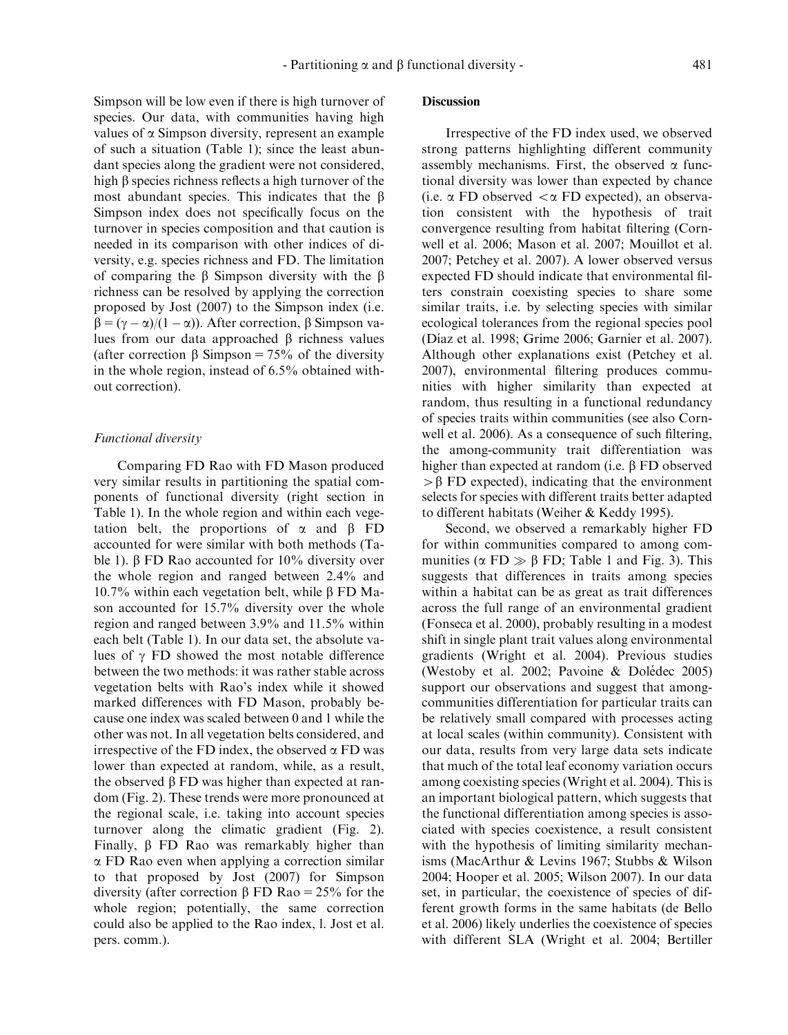Simpson will be low even if there is high turnover of species. Our data, with communities having high values of $\alpha$ Simpson diversity, represent an example of such a situation (Table 1); since the least abundant species along the gradient were not considered, high $\beta$ species richness reflects a high turnover of the most abundant species. This indicates that the $\beta$ Simpson index does not specifically focus on the turnover in species composition and that caution is needed in its comparison with other indices of diversity, e.g. species richness and FD. The limitation of comparing the $\beta$ Simpson diversity with the $\beta$ richness can be resolved by applying the correction proposed by Jost (2007) to the Simpson index (i.e. $\beta = (\gamma - \alpha)/(1 - \alpha)$). After correction, $\beta$ Simpson values from our data approached $\beta$ richness values (after correction $\beta$ Simpson = 75% of the diversity in the whole region, instead of 6.5% obtained without correction).

### *Functional diversity*

Comparing FD Rao with FD Mason produced very similar results in partitioning the spatial components of functional diversity (right section in Table 1). In the whole region and within each vegetation belt, the proportions of $\alpha$ and $\beta$ FD accounted for were similar with both methods (Table 1). $\beta$ FD Rao accounted for 10% diversity over the whole region and ranged between 2.4% and 10.7% within each vegetation belt, while $\beta$ FD Mason accounted for 15.7% diversity over the whole region and ranged between 3.9% and 11.5% within each belt (Table 1). In our data set, the absolute values of $\gamma$ FD showed the most notable difference between the two methods: it was rather stable across vegetation belts with Rao's index while it showed marked differences with FD Mason, probably because one index was scaled between 0 and 1 while the other was not. In all vegetation belts considered, and irrespective of the FD index, the observed $\alpha$ FD was lower than expected at random, while, as a result, the observed $\beta$ FD was higher than expected at random (Fig. 2). These trends were more pronounced at the regional scale, i.e. taking into account species turnover along the climatic gradient (Fig. 2). Finally, $\beta$ FD Rao was remarkably higher than $\alpha$ FD Rao even when applying a correction similar to that proposed by Jost (2007) for Simpson diversity (after correction $\beta$ FD Rao = 25% for the whole region; potentially, the same correction could also be applied to the Rao index, l. Jost et al. pers. comm.).

## Discussion

Irrespective of the FD index used, we observed strong patterns highlighting different community assembly mechanisms. First, the observed $\alpha$ functional diversity was lower than expected by chance (i.e. $\alpha$ FD observed $<\alpha$ FD expected), an observation consistent with the hypothesis of trait convergence resulting from habitat filtering (Cornwell et al. 2006; Mason et al. 2007; Mouillot et al. 2007; Petchey et al. 2007). A lower observed versus expected FD should indicate that environmental filters constrain coexisting species to share some similar traits, i.e. by selecting species with similar ecological tolerances from the regional species pool (Díaz et al. 1998; Grime 2006; Garnier et al. 2007). Although other explanations exist (Petchey et al. 2007), environmental filtering produces communities with higher similarity than expected at random, thus resulting in a functional redundancy of species traits within communities (see also Cornwell et al. 2006). As a consequence of such filtering, the among-community trait differentiation was higher than expected at random (i.e. $\beta$ FD observed $>\beta$ FD expected), indicating that the environment selects for species with different traits better adapted to different habitats (Weiher & Keddy 1995).

Second, we observed a remarkably higher FD for within communities compared to among communities ($\alpha$ FD $\gg$ $\beta$ FD; Table 1 and Fig. 3). This suggests that differences in traits among species within a habitat can be as great as trait differences across the full range of an environmental gradient (Fonseca et al. 2000), probably resulting in a modest shift in single plant trait values along environmental gradients (Wright et al. 2004). Previous studies (Westoby et al. 2002; Pavoine & Dolédec 2005) support our observations and suggest that among-communities differentiation for particular traits can be relatively small compared with processes acting at local scales (within community). Consistent with our data, results from very large data sets indicate that much of the total leaf economy variation occurs among coexisting species (Wright et al. 2004). This is an important biological pattern, which suggests that the functional differentiation among species is associated with species coexistence, a result consistent with the hypothesis of limiting similarity mechanisms (MacArthur & Levins 1967; Stubbs & Wilson 2004; Hooper et al. 2005; Wilson 2007). In our data set, in particular, the coexistence of species of different growth forms in the same habitats (de Bello et al. 2006) likely underlies the coexistence of species with different SLA (Wright et al. 2004; Bertiller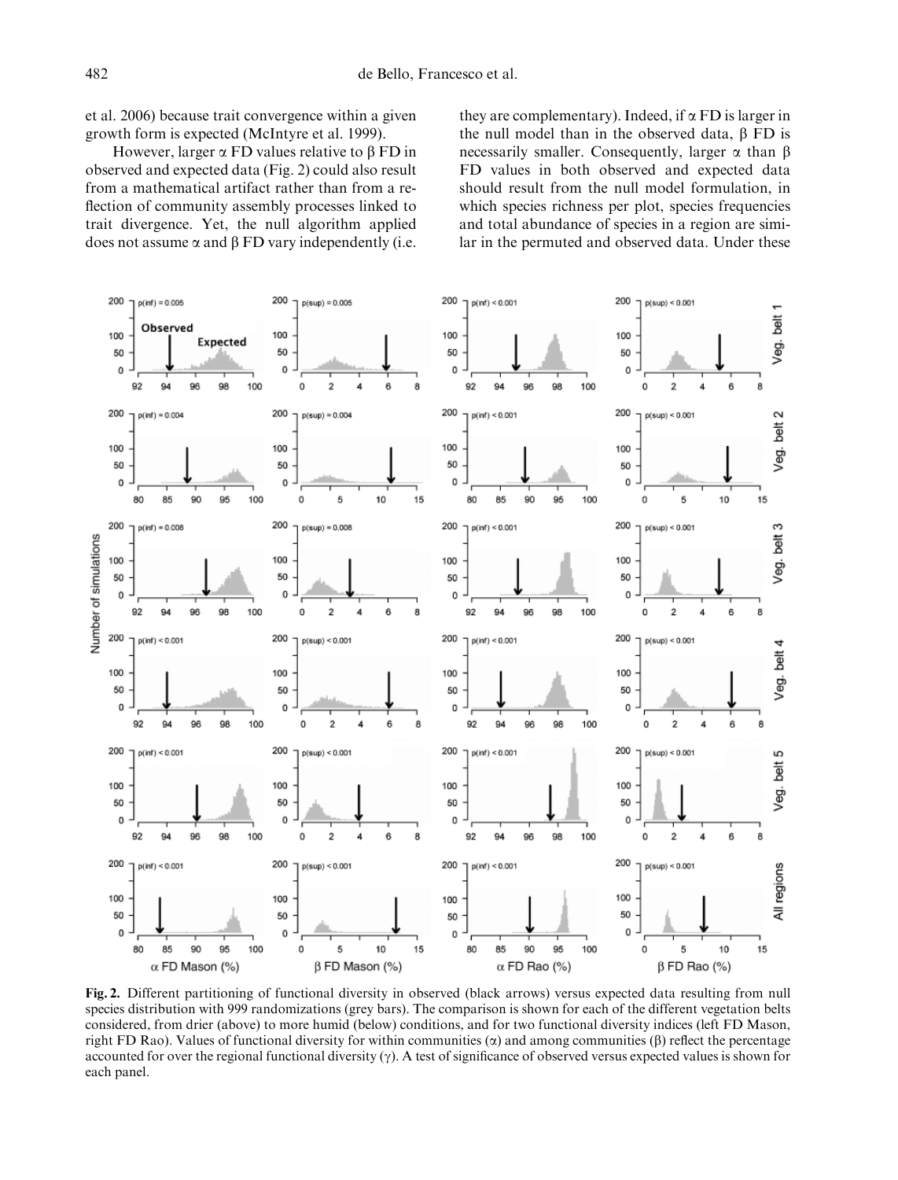et al. 2006) because trait convergence within a given growth form is expected (McIntyre et al. 1999).

However, larger $\alpha$ FD values relative to $\beta$ FD in observed and expected data (Fig. 2) could also result from a mathematical artifact rather than from a reflection of community assembly processes linked to trait divergence. Yet, the null algorithm applied does not assume $\alpha$ and $\beta$ FD vary independently (i.e. they are complementary). Indeed, if $\alpha$ FD is larger in the null model than in the observed data, $\beta$ FD is necessarily smaller. Consequently, larger $\alpha$ than $\beta$ FD values in both observed and expected data should result from the null model formulation, in which species richness per plot, species frequencies and total abundance of species in a region are similar in the permuted and observed data. Under these

**Fig. 2.** Different partitioning of functional diversity in observed (black arrows) versus expected data resulting from null species distribution with 999 randomizations (grey bars). The comparison is shown for each of the different vegetation belts considered, from drier (above) to more humid (below) conditions, and for two functional diversity indices (left FD Mason, right FD Rao). Values of functional diversity for within communities ($\alpha$) and among communities ($\beta$) reflect the percentage accounted for over the regional functional diversity ($\gamma$). A test of significance of observed versus expected values is shown for each panel.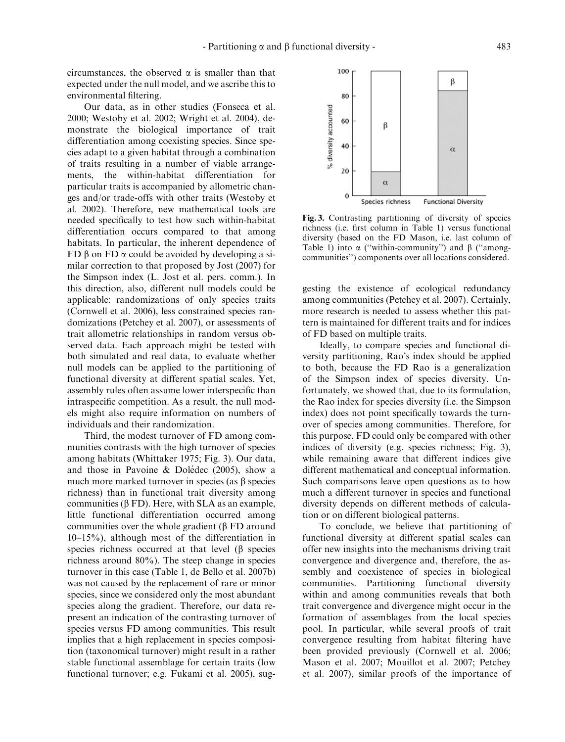circumstances, the observed $\alpha$ is smaller than that expected under the null model, and we ascribe this to environmental filtering.

Our data, as in other studies (Fonseca et al. 2000; Westoby et al. 2002; Wright et al. 2004), demonstrate the biological importance of trait differentiation among coexisting species. Since species adapt to a given habitat through a combination of traits resulting in a number of viable arrangements, the within-habitat differentiation for particular traits is accompanied by allometric changes and/or trade-offs with other traits (Westoby et al. 2002). Therefore, new mathematical tools are needed specifically to test how such within-habitat differentiation occurs compared to that among habitats. In particular, the inherent dependence of FD $\beta$ on FD $\alpha$ could be avoided by developing a similar correction to that proposed by Jost (2007) for the Simpson index (L. Jost et al. pers. comm.). In this direction, also, different null models could be applicable: randomizations of only species traits (Cornwell et al. 2006), less constrained species randomizations (Petchey et al. 2007), or assessments of trait allometric relationships in random versus observed data. Each approach might be tested with both simulated and real data, to evaluate whether null models can be applied to the partitioning of functional diversity at different spatial scales. Yet, assembly rules often assume lower interspecific than intraspecific competition. As a result, the null models might also require information on numbers of individuals and their randomization.

Third, the modest turnover of FD among communities contrasts with the high turnover of species among habitats (Whittaker 1975; Fig. 3). Our data, and those in Pavoine & Dolédec (2005), show a much more marked turnover in species (as $\beta$ species richness) than in functional trait diversity among communities ($\beta$ FD). Here, with SLA as an example, little functional differentiation occurred among communities over the whole gradient ($\beta$ FD around 10–15%), although most of the differentiation in species richness occurred at that level ($\beta$ species richness around 80%). The steep change in species turnover in this case (Table 1, de Bello et al. 2007b) was not caused by the replacement of rare or minor species, since we considered only the most abundant species along the gradient. Therefore, our data represent an indication of the contrasting turnover of species versus FD among communities. This result implies that a high replacement in species composition (taxonomical turnover) might result in a rather stable functional assemblage for certain traits (low functional turnover; e.g. Fukami et al. 2005), suggesting the existence of ecological redundancy among communities (Petchey et al. 2007). Certainly, more research is needed to assess whether this pattern is maintained for different traits and for indices of FD based on multiple traits.

**Fig. 3.** Contrasting partitioning of diversity of species richness (i.e. first column in Table 1) versus functional diversity (based on the FD Mason, i.e. last column of Table 1) into $\alpha$ ("within-community") and $\beta$ ("among-communities") components over all locations considered.

Ideally, to compare species and functional diversity partitioning, Rao's index should be applied to both, because the FD Rao is a generalization of the Simpson index of species diversity. Unfortunately, we showed that, due to its formulation, the Rao index for species diversity (i.e. the Simpson index) does not point specifically towards the turnover of species among communities. Therefore, for this purpose, FD could only be compared with other indices of diversity (e.g. species richness; Fig. 3), while remaining aware that different indices give different mathematical and conceptual information. Such comparisons leave open questions as to how much a different turnover in species and functional diversity depends on different methods of calculation or on different biological patterns.

To conclude, we believe that partitioning of functional diversity at different spatial scales can offer new insights into the mechanisms driving trait convergence and divergence and, therefore, the assembly and coexistence of species in biological communities. Partitioning functional diversity within and among communities reveals that both trait convergence and divergence might occur in the formation of assemblages from the local species pool. In particular, while several proofs of trait convergence resulting from habitat filtering have been provided previously (Cornwell et al. 2006; Mason et al. 2007; Mouillot et al. 2007; Petchey et al. 2007), similar proofs of the importance of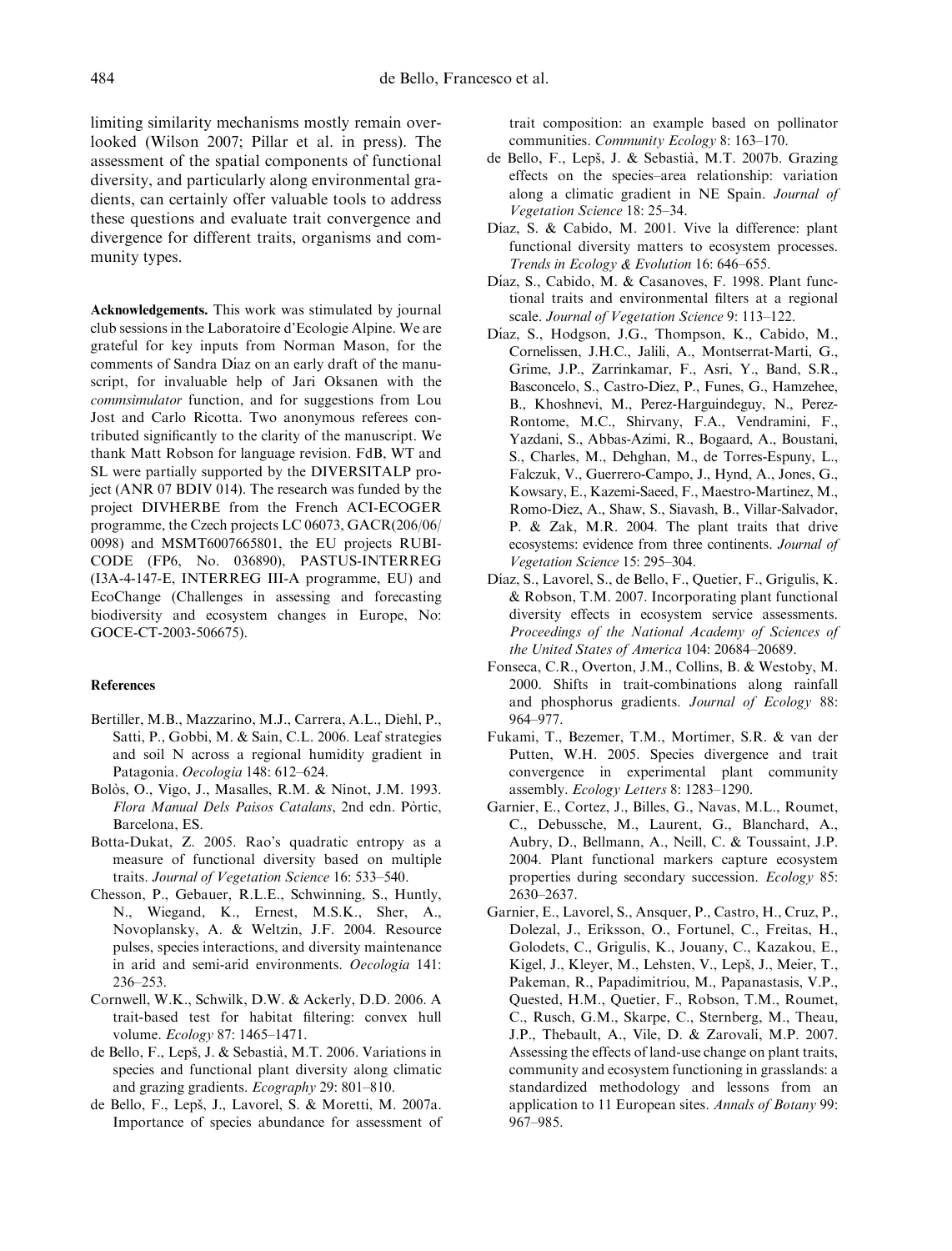limiting similarity mechanisms mostly remain overlooked (Wilson 2007; Pillar et al. in press). The assessment of the spatial components of functional diversity, and particularly along environmental gradients, can certainly offer valuable tools to address these questions and evaluate trait convergence and divergence for different traits, organisms and community types.

**Acknowledgements.** This work was stimulated by journal club sessions in the Laboratoire d'Ecologie Alpine. We are grateful for key inputs from Norman Mason, for the comments of Sandra Díaz on an early draft of the manuscript, for invaluable help of Jari Oksanen with the *commsimulator* function, and for suggestions from Lou Jost and Carlo Ricotta. Two anonymous referees contributed significantly to the clarity of the manuscript. We thank Matt Robson for language revision. FdB, WT and SL were partially supported by the DIVERSITALP project (ANR 07 BDIV 014). The research was funded by the project DIVHERBE from the French ACI-ECOGER programme, the Czech projects LC 06073, GACR(206/06/0098) and MSMT6007665801, the EU projects RUBICODE (FP6, No. 036890), PASTUS-INTERREG (I3A-4-147-E, INTERREG III-A programme, EU) and EcoChange (Challenges in assessing and forecasting biodiversity and ecosystem changes in Europe, No: GOCE-CT-2003-506675).

## References

- Bertiller, M.B., Mazzarino, M.J., Carrera, A.L., Diehl, P., Satti, P., Gobbi, M. & Sain, C.L. 2006. Leaf strategies and soil N across a regional humidity gradient in Patagonia. *Oecologia* 148: 612–624.
- Bolòs, O., Vigo, J., Masalles, R.M. & Ninot, J.M. 1993. *Flora Manual Dels Paisos Catalans*, 2nd edn. Pòrtic, Barcelona, ES.
- Botta-Dukat, Z. 2005. Rao's quadratic entropy as a measure of functional diversity based on multiple traits. *Journal of Vegetation Science* 16: 533–540.
- Chesson, P., Gebauer, R.L.E., Schwinning, S., Huntly, N., Wiegand, K., Ernest, M.S.K., Sher, A., Novoplansky, A. & Weltzin, J.F. 2004. Resource pulses, species interactions, and diversity maintenance in arid and semi-arid environments. *Oecologia* 141: 236–253.
- Cornwell, W.K., Schwilk, D.W. & Ackerly, D.D. 2006. A trait-based test for habitat filtering: convex hull volume. *Ecology* 87: 1465–1471.
- de Bello, F., Lepš, J. & Sebastià, M.T. 2006. Variations in species and functional plant diversity along climatic and grazing gradients. *Ecography* 29: 801–810.
- de Bello, F., Lepš, J., Lavorel, S. & Moretti, M. 2007a. Importance of species abundance for assessment of trait composition: an example based on pollinator communities. *Community Ecology* 8: 163–170.
- de Bello, F., Lepš, J. & Sebastià, M.T. 2007b. Grazing effects on the species–area relationship: variation along a climatic gradient in NE Spain. *Journal of Vegetation Science* 18: 25–34.
- Díaz, S. & Cabido, M. 2001. Vive la difference: plant functional diversity matters to ecosystem processes. *Trends in Ecology & Evolution* 16: 646–655.
- Díaz, S., Cabido, M. & Casanoves, F. 1998. Plant functional traits and environmental filters at a regional scale. *Journal of Vegetation Science* 9: 113–122.
- Díaz, S., Hodgson, J.G., Thompson, K., Cabido, M., Cornelissen, J.H.C., Jalili, A., Montserrat-Marti, G., Grime, J.P., Zarrinkamar, F., Asri, Y., Band, S.R., Basconcelo, S., Castro-Diez, P., Funes, G., Hamzehee, B., Khoshnevi, M., Perez-Harguindeguy, N., Perez-Rontome, M.C., Shirvany, F.A., Vendramini, F., Yazdani, S., Abbas-Azimi, R., Bogaard, A., Boustani, S., Charles, M., Dehghan, M., de Torres-Espuny, L., Falczuk, V., Guerrero-Campo, J., Hynd, A., Jones, G., Kowsary, E., Kazemi-Saeed, F., Maestro-Martinez, M., Romo-Diez, A., Shaw, S., Siavash, B., Villar-Salvador, P. & Zak, M.R. 2004. The plant traits that drive ecosystems: evidence from three continents. *Journal of Vegetation Science* 15: 295–304.
- Díaz, S., Lavorel, S., de Bello, F., Quetier, F., Grigulis, K. & Robson, T.M. 2007. Incorporating plant functional diversity effects in ecosystem service assessments. *Proceedings of the National Academy of Sciences of the United States of America* 104: 20684–20689.
- Fonseca, C.R., Overton, J.M., Collins, B. & Westoby, M. 2000. Shifts in trait-combinations along rainfall and phosphorus gradients. *Journal of Ecology* 88: 964–977.
- Fukami, T., Bezemer, T.M., Mortimer, S.R. & van der Putten, W.H. 2005. Species divergence and trait convergence in experimental plant community assembly. *Ecology Letters* 8: 1283–1290.
- Garnier, E., Cortez, J., Billes, G., Navas, M.L., Roumet, C., Debussche, M., Laurent, G., Blanchard, A., Aubry, D., Bellmann, A., Neill, C. & Toussaint, J.P. 2004. Plant functional markers capture ecosystem properties during secondary succession. *Ecology* 85: 2630–2637.
- Garnier, E., Lavorel, S., Ansquer, P., Castro, H., Cruz, P., Dolezal, J., Eriksson, O., Fortunel, C., Freitas, H., Golodets, C., Grigulis, K., Jouany, C., Kazakou, E., Kigel, J., Kleyer, M., Lehsten, V., Lepš, J., Meier, T., Pakeman, R., Papadimitriou, M., Papanastasis, V.P., Quested, H.M., Quetier, F., Robson, T.M., Roumet, C., Rusch, G.M., Skarpe, C., Sternberg, M., Theau, J.P., Thebault, A., Vile, D. & Zarovali, M.P. 2007. Assessing the effects of land-use change on plant traits, community and ecosystem functioning in grasslands: a standardized methodology and lessons from an application to 11 European sites. *Annals of Botany* 99: 967–985.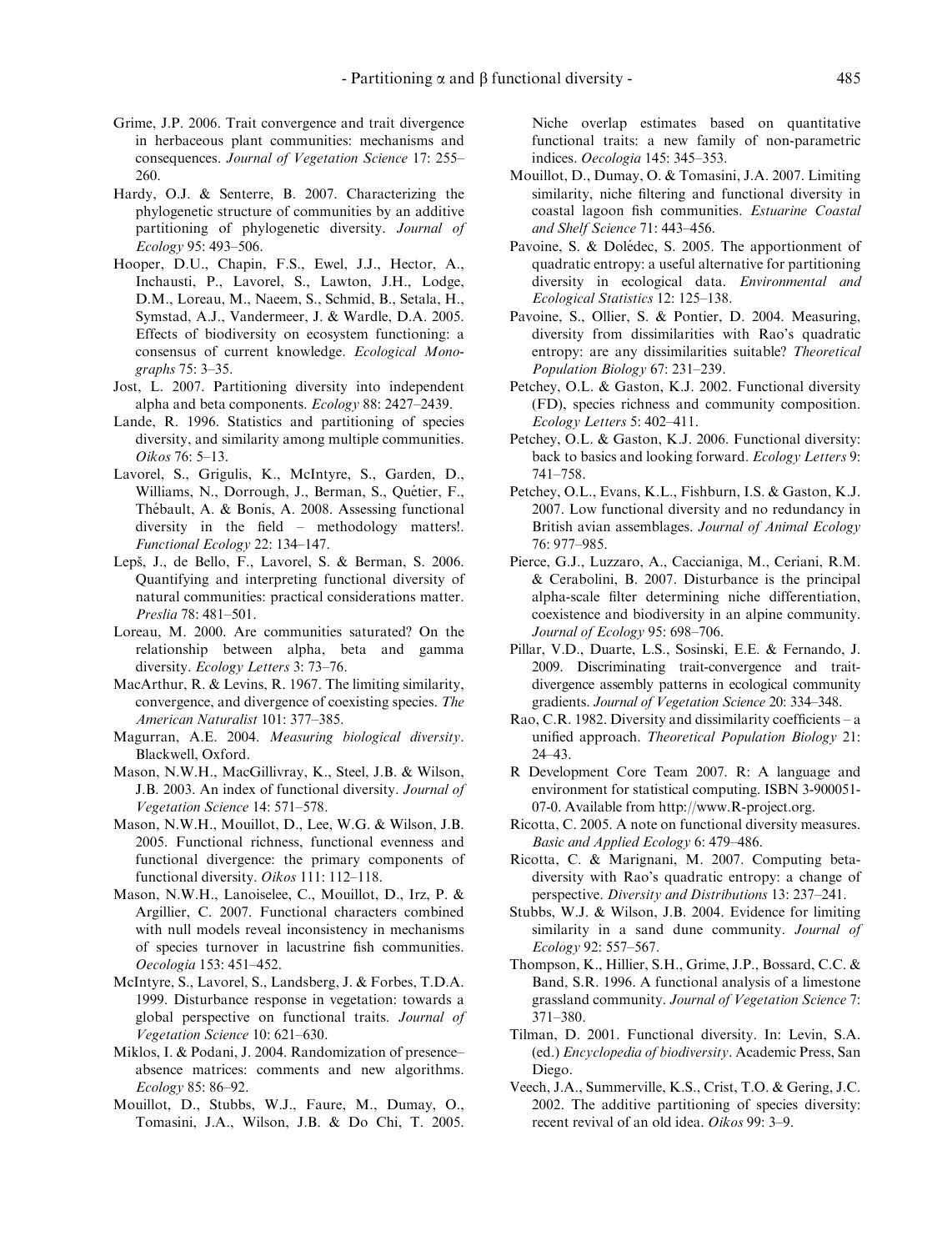Grime, J.P. 2006. Trait convergence and trait divergence in herbaceous plant communities: mechanisms and consequences. *Journal of Vegetation Science* 17: 255–260.

Hardy, O.J. & Senterre, B. 2007. Characterizing the phylogenetic structure of communities by an additive partitioning of phylogenetic diversity. *Journal of Ecology* 95: 493–506.

Hooper, D.U., Chapin, F.S., Ewel, J.J., Hector, A., Inchausti, P., Lavorel, S., Lawton, J.H., Lodge, D.M., Loreau, M., Naeem, S., Schmid, B., Setala, H., Symstad, A.J., Vandermeer, J. & Wardle, D.A. 2005. Effects of biodiversity on ecosystem functioning: a consensus of current knowledge. *Ecological Monographs* 75: 3–35.

Jost, L. 2007. Partitioning diversity into independent alpha and beta components. *Ecology* 88: 2427–2439.

Lande, R. 1996. Statistics and partitioning of species diversity, and similarity among multiple communities. *Oikos* 76: 5–13.

Lavorel, S., Grigulis, K., McIntyre, S., Garden, D., Williams, N., Dorrough, J., Berman, S., Quétier, F., Thébault, A. & Bonis, A. 2008. Assessing functional diversity in the field – methodology matters!. *Functional Ecology* 22: 134–147.

Lepš, J., de Bello, F., Lavorel, S. & Berman, S. 2006. Quantifying and interpreting functional diversity of natural communities: practical considerations matter. *Preslia* 78: 481–501.

Loreau, M. 2000. Are communities saturated? On the relationship between alpha, beta and gamma diversity. *Ecology Letters* 3: 73–76.

MacArthur, R. & Levins, R. 1967. The limiting similarity, convergence, and divergence of coexisting species. *The American Naturalist* 101: 377–385.

Magurran, A.E. 2004. *Measuring biological diversity*. Blackwell, Oxford.

Mason, N.W.H., MacGillivray, K., Steel, J.B. & Wilson, J.B. 2003. An index of functional diversity. *Journal of Vegetation Science* 14: 571–578.

Mason, N.W.H., Mouillot, D., Lee, W.G. & Wilson, J.B. 2005. Functional richness, functional evenness and functional divergence: the primary components of functional diversity. *Oikos* 111: 112–118.

Mason, N.W.H., Lanoiselee, C., Mouillot, D., Irz, P. & Argillier, C. 2007. Functional characters combined with null models reveal inconsistency in mechanisms of species turnover in lacustrine fish communities. *Oecologia* 153: 451–452.

McIntyre, S., Lavorel, S., Landsberg, J. & Forbes, T.D.A. 1999. Disturbance response in vegetation: towards a global perspective on functional traits. *Journal of Vegetation Science* 10: 621–630.

Miklos, I. & Podani, J. 2004. Randomization of presence–absence matrices: comments and new algorithms. *Ecology* 85: 86–92.

Mouillot, D., Stubbs, W.J., Faure, M., Dumay, O., Tomasini, J.A., Wilson, J.B. & Do Chi, T. 2005. Niche overlap estimates based on quantitative functional traits: a new family of non-parametric indices. *Oecologia* 145: 345–353.

Mouillot, D., Dumay, O. & Tomasini, J.A. 2007. Limiting similarity, niche filtering and functional diversity in coastal lagoon fish communities. *Estuarine Coastal and Shelf Science* 71: 443–456.

Pavoine, S. & Dolédec, S. 2005. The apportionment of quadratic entropy: a useful alternative for partitioning diversity in ecological data. *Environmental and Ecological Statistics* 12: 125–138.

Pavoine, S., Ollier, S. & Pontier, D. 2004. Measuring, diversity from dissimilarities with Rao's quadratic entropy: are any dissimilarities suitable? *Theoretical Population Biology* 67: 231–239.

Petchey, O.L. & Gaston, K.J. 2002. Functional diversity (FD), species richness and community composition. *Ecology Letters* 5: 402–411.

Petchey, O.L. & Gaston, K.J. 2006. Functional diversity: back to basics and looking forward. *Ecology Letters* 9: 741–758.

Petchey, O.L., Evans, K.L., Fishburn, I.S. & Gaston, K.J. 2007. Low functional diversity and no redundancy in British avian assemblages. *Journal of Animal Ecology* 76: 977–985.

Pierce, G.J., Luzzaro, A., Caccianiga, M., Ceriani, R.M. & Cerabolini, B. 2007. Disturbance is the principal alpha-scale filter determining niche differentiation, coexistence and biodiversity in an alpine community. *Journal of Ecology* 95: 698–706.

Pillar, V.D., Duarte, L.S., Sosinski, E.E. & Fernando, J. 2009. Discriminating trait-convergence and trait-divergence assembly patterns in ecological community gradients. *Journal of Vegetation Science* 20: 334–348.

Rao, C.R. 1982. Diversity and dissimilarity coefficients – a unified approach. *Theoretical Population Biology* 21: 24–43.

R Development Core Team 2007. R: A language and environment for statistical computing. ISBN 3-900051-07-0. Available from http://www.R-project.org.

Ricotta, C. 2005. A note on functional diversity measures. *Basic and Applied Ecology* 6: 479–486.

Ricotta, C. & Marignani, M. 2007. Computing beta-diversity with Rao's quadratic entropy: a change of perspective. *Diversity and Distributions* 13: 237–241.

Stubbs, W.J. & Wilson, J.B. 2004. Evidence for limiting similarity in a sand dune community. *Journal of Ecology* 92: 557–567.

Thompson, K., Hillier, S.H., Grime, J.P., Bossard, C.C. & Band, S.R. 1996. A functional analysis of a limestone grassland community. *Journal of Vegetation Science* 7: 371–380.

Tilman, D. 2001. Functional diversity. In: Levin, S.A. (ed.) *Encyclopedia of biodiversity*. Academic Press, San Diego.

Veech, J.A., Summerville, K.S., Crist, T.O. & Gering, J.C. 2002. The additive partitioning of species diversity: recent revival of an old idea. *Oikos* 99: 3–9.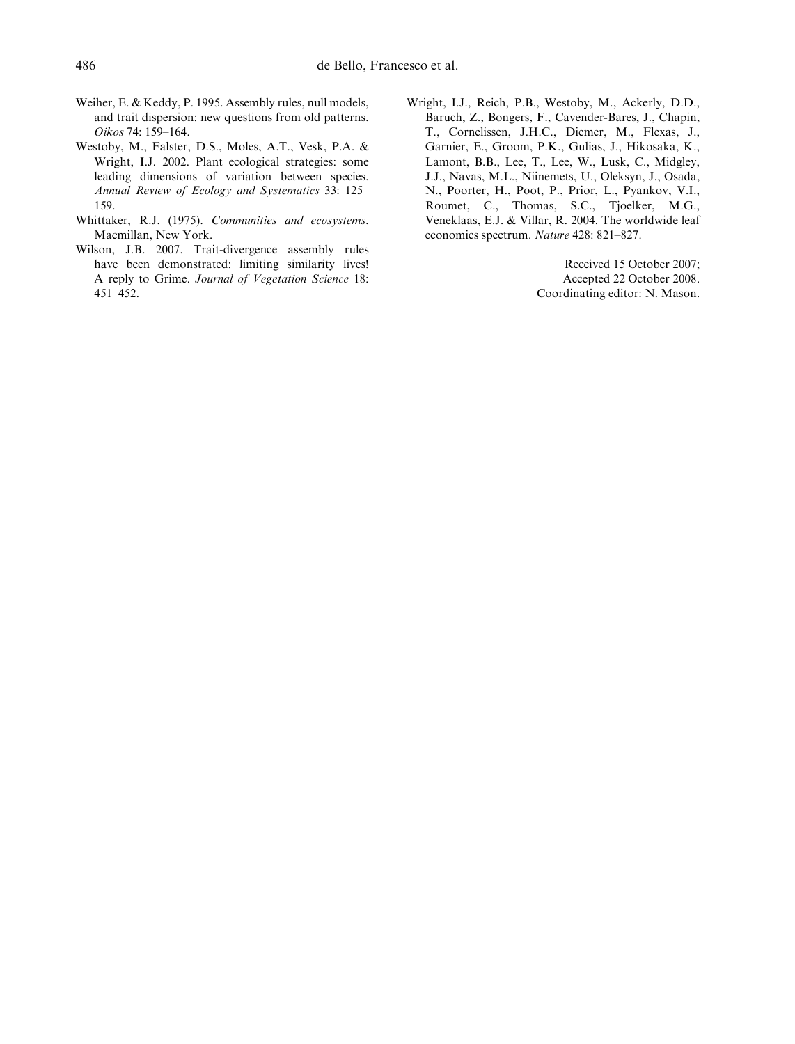Weiher, E. & Keddy, P. 1995. Assembly rules, null models, and trait dispersion: new questions from old patterns. *Oikos* 74: 159–164.

Westoby, M., Falster, D.S., Moles, A.T., Vesk, P.A. & Wright, I.J. 2002. Plant ecological strategies: some leading dimensions of variation between species. *Annual Review of Ecology and Systematics* 33: 125–159.

Whittaker, R.J. (1975). *Communities and ecosystems*. Macmillan, New York.

Wilson, J.B. 2007. Trait-divergence assembly rules have been demonstrated: limiting similarity lives! A reply to Grime. *Journal of Vegetation Science* 18: 451–452.

Wright, I.J., Reich, P.B., Westoby, M., Ackerly, D.D., Baruch, Z., Bongers, F., Cavender-Bares, J., Chapin, T., Cornelissen, J.H.C., Diemer, M., Flexas, J., Garnier, E., Groom, P.K., Gulias, J., Hikosaka, K., Lamont, B.B., Lee, T., Lee, W., Lusk, C., Midgley, J.J., Navas, M.L., Niinemets, U., Oleksyn, J., Osada, N., Poorter, H., Poot, P., Prior, L., Pyankov, V.I., Roumet, C., Thomas, S.C., Tjoelker, M.G., Veneklaas, E.J. & Villar, R. 2004. The worldwide leaf economics spectrum. *Nature* 428: 821–827.

Received 15 October 2007;
Accepted 22 October 2008.
Coordinating editor: N. Mason.